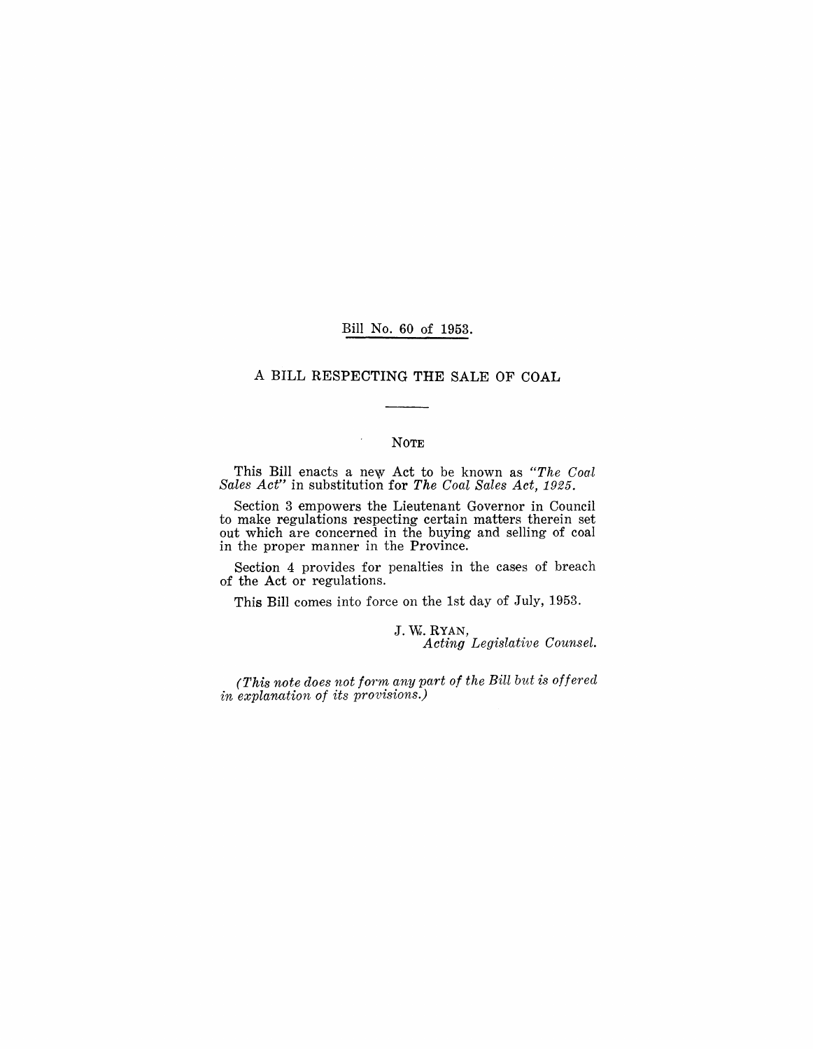Bill No. 60 of 1953.

# A BILL RESPECTING THE SALE OF COAL

## NOTE

This Bill enacts a new Act to be known as *"The Coal Sales Act"* in substitution for *The Coal Sales Act, 1925*.

Section 3 empowers the Lieutenant Governor in Council to make regulations respecting certain matters therein set out which are concerned in the buying and selling of coal in the proper manner in the Province.

Section 4 provides for penalties in the cases of breach of the Act or regulations.

This Bill comes into force on the 1st day of July, 1953.

J. W. RYAN,
*Acting Legislative Counsel.*

*(This note does not form any part of the Bill but is offered in explanation of its provisions.)*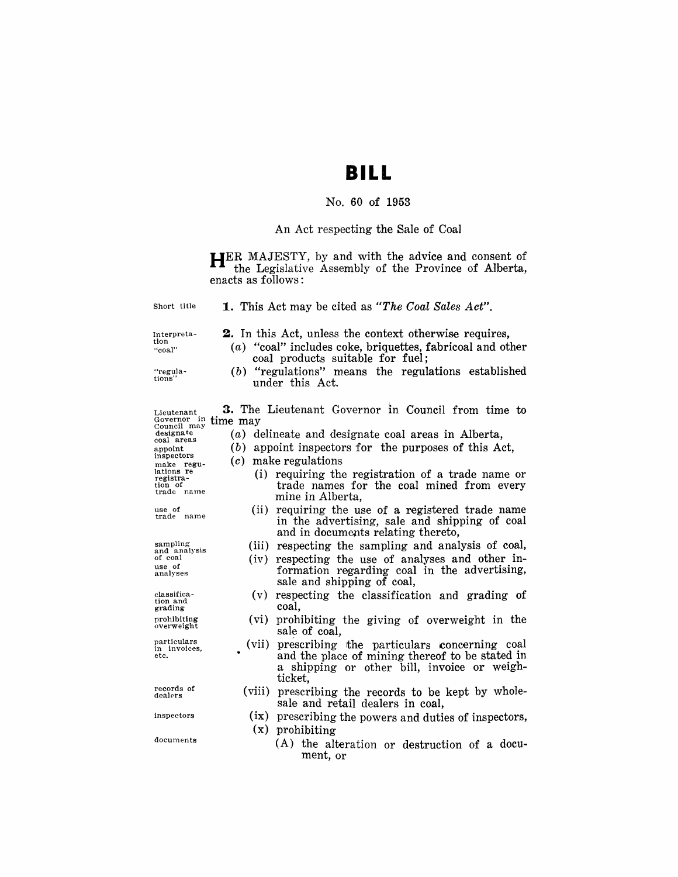# BILL

No. 60 of 1953

An Act respecting the Sale of Coal

HER MAJESTY, by and with the advice and consent of the Legislative Assembly of the Province of Alberta, enacts as follows:

Short title

**1.** This Act may be cited as *"The Coal Sales Act"*.

Interpretation "coal"

**2.** In this Act, unless the context otherwise requires,

(*a*) "coal" includes coke, briquettes, fabricoal and other coal products suitable for fuel;

"regulations"

(*b*) "regulations" means the regulations established under this Act.

Lieutenant Governor in Council may designate coal areas

**3.** The Lieutenant Governor in Council from time to time may

(*a*) delineate and designate coal areas in Alberta,

appoint inspectors

(*b*) appoint inspectors for the purposes of this Act,

make regulations re registration of trade name

(*c*) make regulations

(i) requiring the registration of a trade name or trade names for the coal mined from every mine in Alberta,

use of trade name

(ii) requiring the use of a registered trade name in the advertising, sale and shipping of coal and in documents relating thereto,

sampling and analysis of coal

(iii) respecting the sampling and analysis of coal,

use of analyses

(iv) respecting the use of analyses and other information regarding coal in the advertising, sale and shipping of coal,

classification and grading

(v) respecting the classification and grading of coal,

prohibiting overweight

(vi) prohibiting the giving of overweight in the sale of coal,

particulars in invoices, etc.

(vii) prescribing the particulars concerning coal and the place of mining thereof to be stated in a shipping or other bill, invoice or weigh-ticket,

records of dealers

(viii) prescribing the records to be kept by wholesale and retail dealers in coal,

inspectors

(ix) prescribing the powers and duties of inspectors,

documents

(x) prohibiting

(A) the alteration or destruction of a document, or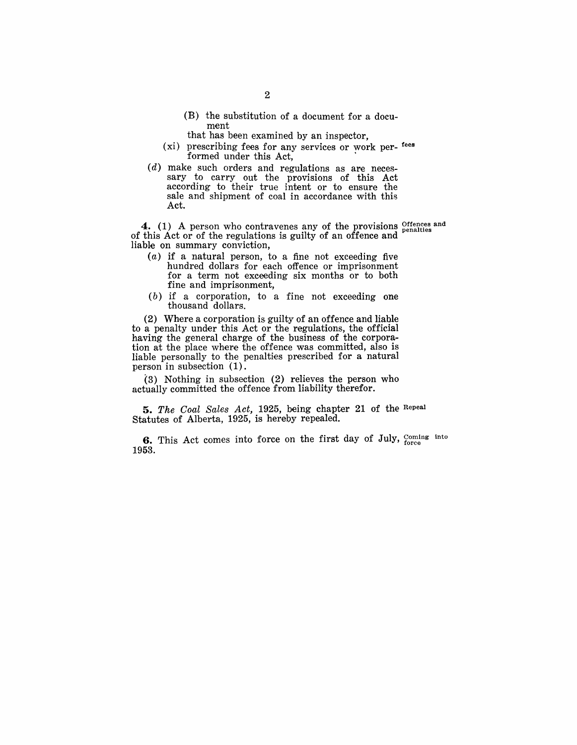(B) the substitution of a document for a document

that has been examined by an inspector,

(xi) prescribing fees for any services or work performed under this Act, fees

(*d*) make such orders and regulations as are necessary to carry out the provisions of this Act according to their true intent or to ensure the sale and shipment of coal in accordance with this Act.

**4.** (1) A person who contravenes any of the provisions of this Act or of the regulations is guilty of an offence and liable on summary conviction, Offences and penalties

(*a*) if a natural person, to a fine not exceeding five hundred dollars for each offence or imprisonment for a term not exceeding six months or to both fine and imprisonment,

(*b*) if a corporation, to a fine not exceeding one thousand dollars.

(2) Where a corporation is guilty of an offence and liable to a penalty under this Act or the regulations, the official having the general charge of the business of the corporation at the place where the offence was committed, also is liable personally to the penalties prescribed for a natural person in subsection (1).

(3) Nothing in subsection (2) relieves the person who actually committed the offence from liability therefor.

**5.** *The Coal Sales Act*, 1925, being chapter 21 of the Statutes of Alberta, 1925, is hereby repealed. Repeal

**6.** This Act comes into force on the first day of July, 1953. Coming into force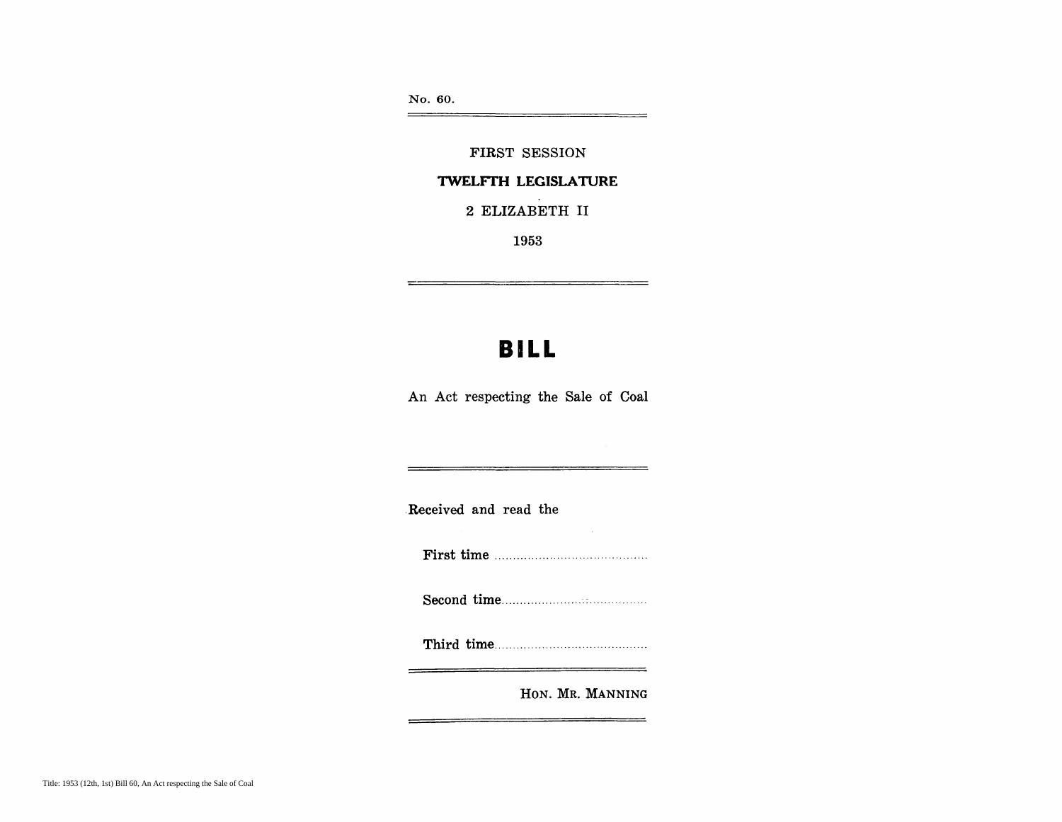No. 60.

FIRST SESSION

**TWELFTH LEGISLATURE**

2 ELIZABETH II

1953

# BILL

An Act respecting the Sale of Coal

Received and read the

**First time** ..........................................

**Second time**..........................................

**Third time**..........................................

HON. MR. MANNING

Title: 1953 (12th, 1st) Bill 60, An Act respecting the Sale of Coal